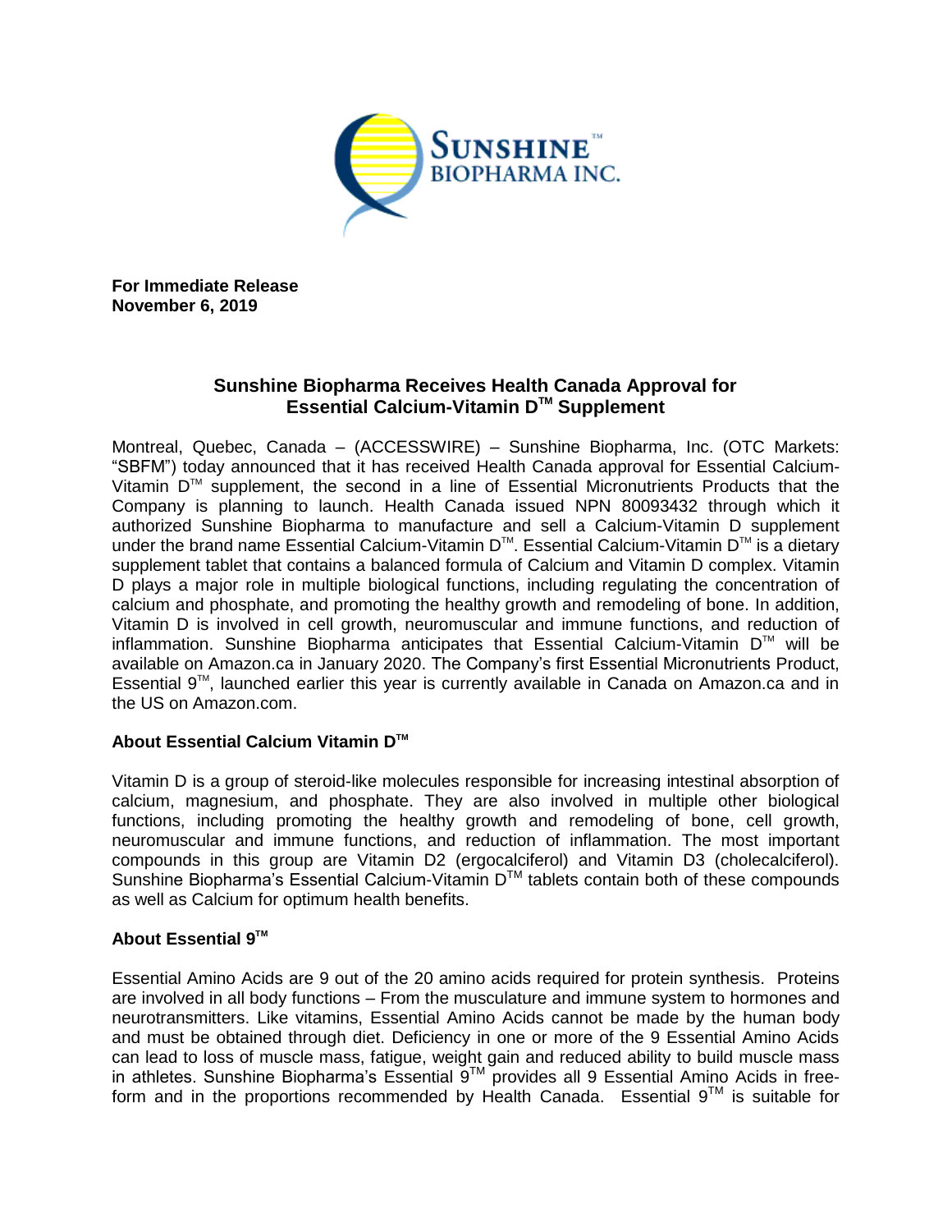**For Immediate Release**
**November 6, 2019**

# Sunshine Biopharma Receives Health Canada Approval for Essential Calcium-Vitamin D™ Supplement

Montreal, Quebec, Canada – (ACCESSWIRE) – Sunshine Biopharma, Inc. (OTC Markets: "SBFM") today announced that it has received Health Canada approval for Essential Calcium-Vitamin D™ supplement, the second in a line of Essential Micronutrients Products that the Company is planning to launch. Health Canada issued NPN 80093432 through which it authorized Sunshine Biopharma to manufacture and sell a Calcium-Vitamin D supplement under the brand name Essential Calcium-Vitamin D™. Essential Calcium-Vitamin D™ is a dietary supplement tablet that contains a balanced formula of Calcium and Vitamin D complex. Vitamin D plays a major role in multiple biological functions, including regulating the concentration of calcium and phosphate, and promoting the healthy growth and remodeling of bone. In addition, Vitamin D is involved in cell growth, neuromuscular and immune functions, and reduction of inflammation. Sunshine Biopharma anticipates that Essential Calcium-Vitamin D™ will be available on Amazon.ca in January 2020. The Company's first Essential Micronutrients Product, Essential 9™, launched earlier this year is currently available in Canada on Amazon.ca and in the US on Amazon.com.

## About Essential Calcium Vitamin D™

Vitamin D is a group of steroid-like molecules responsible for increasing intestinal absorption of calcium, magnesium, and phosphate. They are also involved in multiple other biological functions, including promoting the healthy growth and remodeling of bone, cell growth, neuromuscular and immune functions, and reduction of inflammation. The most important compounds in this group are Vitamin D2 (ergocalciferol) and Vitamin D3 (cholecalciferol). Sunshine Biopharma's Essential Calcium-Vitamin D™ tablets contain both of these compounds as well as Calcium for optimum health benefits.

## About Essential 9™

Essential Amino Acids are 9 out of the 20 amino acids required for protein synthesis. Proteins are involved in all body functions – From the musculature and immune system to hormones and neurotransmitters. Like vitamins, Essential Amino Acids cannot be made by the human body and must be obtained through diet. Deficiency in one or more of the 9 Essential Amino Acids can lead to loss of muscle mass, fatigue, weight gain and reduced ability to build muscle mass in athletes. Sunshine Biopharma's Essential 9™ provides all 9 Essential Amino Acids in free-form and in the proportions recommended by Health Canada. Essential 9™ is suitable for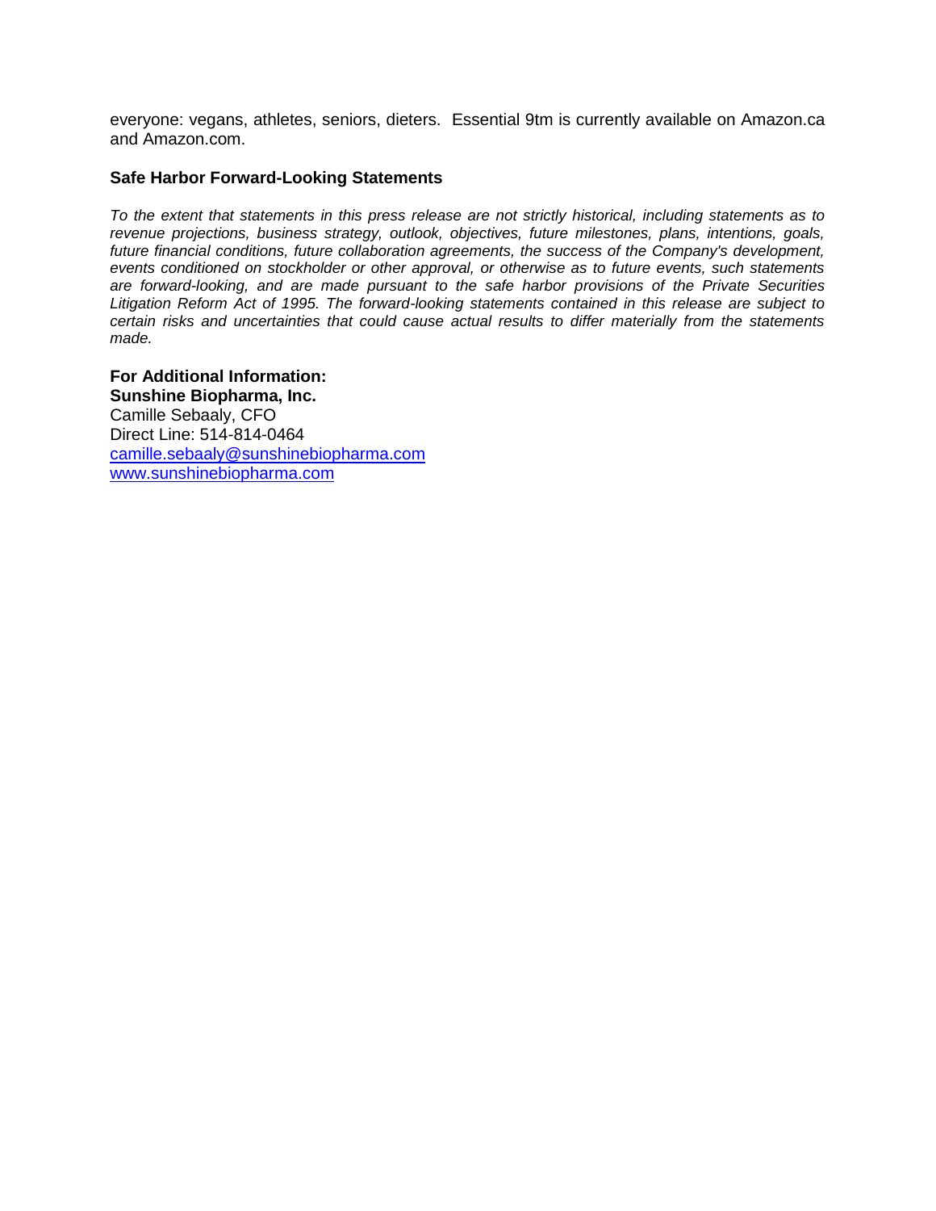everyone: vegans, athletes, seniors, dieters. Essential 9tm is currently available on Amazon.ca and Amazon.com.

**Safe Harbor Forward-Looking Statements**

*To the extent that statements in this press release are not strictly historical, including statements as to revenue projections, business strategy, outlook, objectives, future milestones, plans, intentions, goals, future financial conditions, future collaboration agreements, the success of the Company's development, events conditioned on stockholder or other approval, or otherwise as to future events, such statements are forward-looking, and are made pursuant to the safe harbor provisions of the Private Securities Litigation Reform Act of 1995. The forward-looking statements contained in this release are subject to certain risks and uncertainties that could cause actual results to differ materially from the statements made.*

**For Additional Information:**
**Sunshine Biopharma, Inc.**
Camille Sebaaly, CFO
Direct Line: 514-814-0464
camille.sebaaly@sunshinebiopharma.com
www.sunshinebiopharma.com